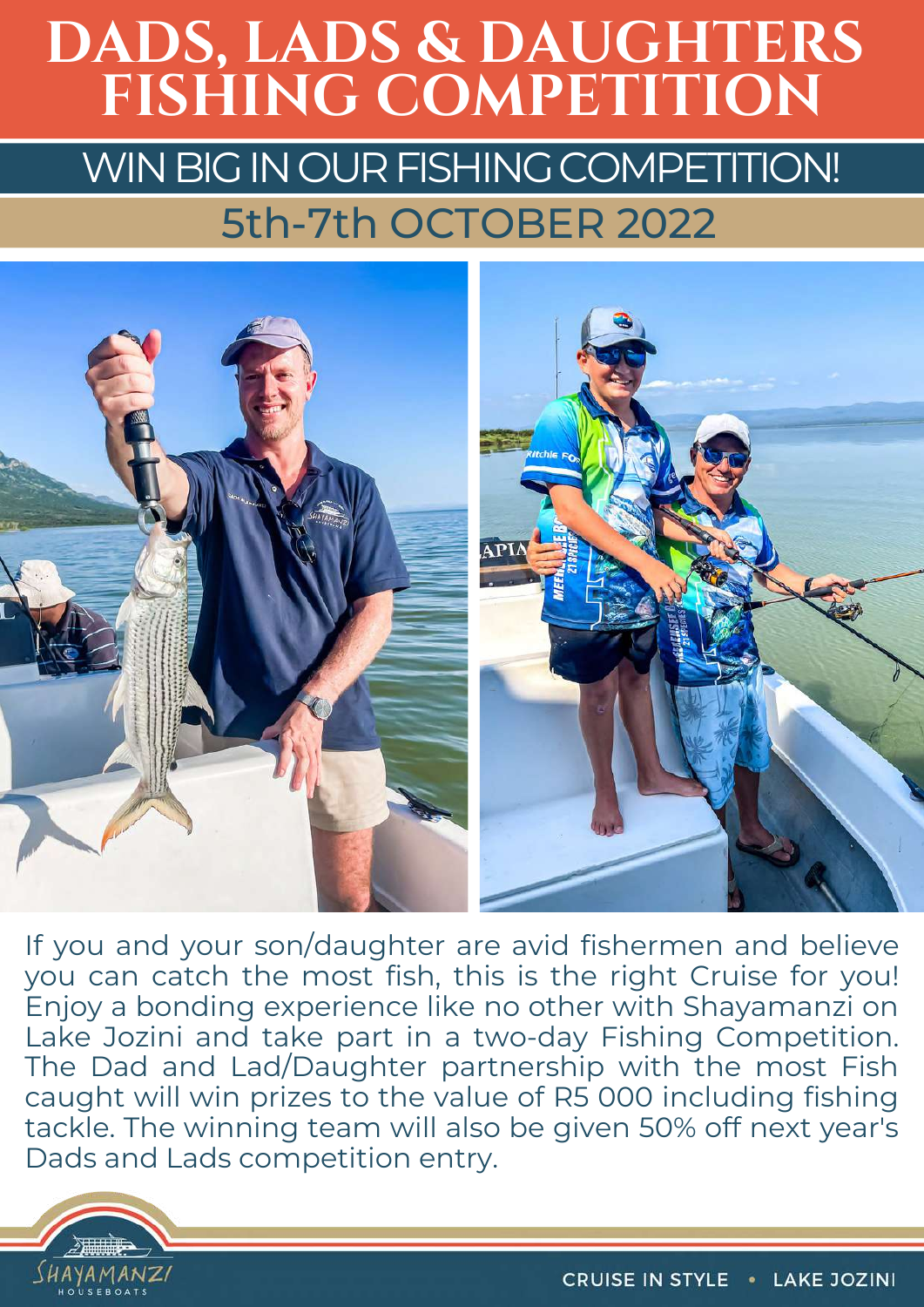# DADS, LADS & DAUGHTERS FISHING COMPETITION

## WIN BIG IN OUR FISHING COMPETITION!

## 5th-7th OCTOBER 2022

If you and your son/daughter are avid fishermen and believe you can catch the most fish, this is the right Cruise for you! Enjoy a bonding experience like no other with Shayamanzi on Lake Jozini and take part in a two-day Fishing Competition. The Dad and Lad/Daughter partnership with the most Fish caught will win prizes to the value of R5 000 including fishing tackle. The winning team will also be given 50% off next year's Dads and Lads competition entry.

SHAYAMANZI HOUSEBOATS

CRUISE IN STYLE • LAKE JOZINI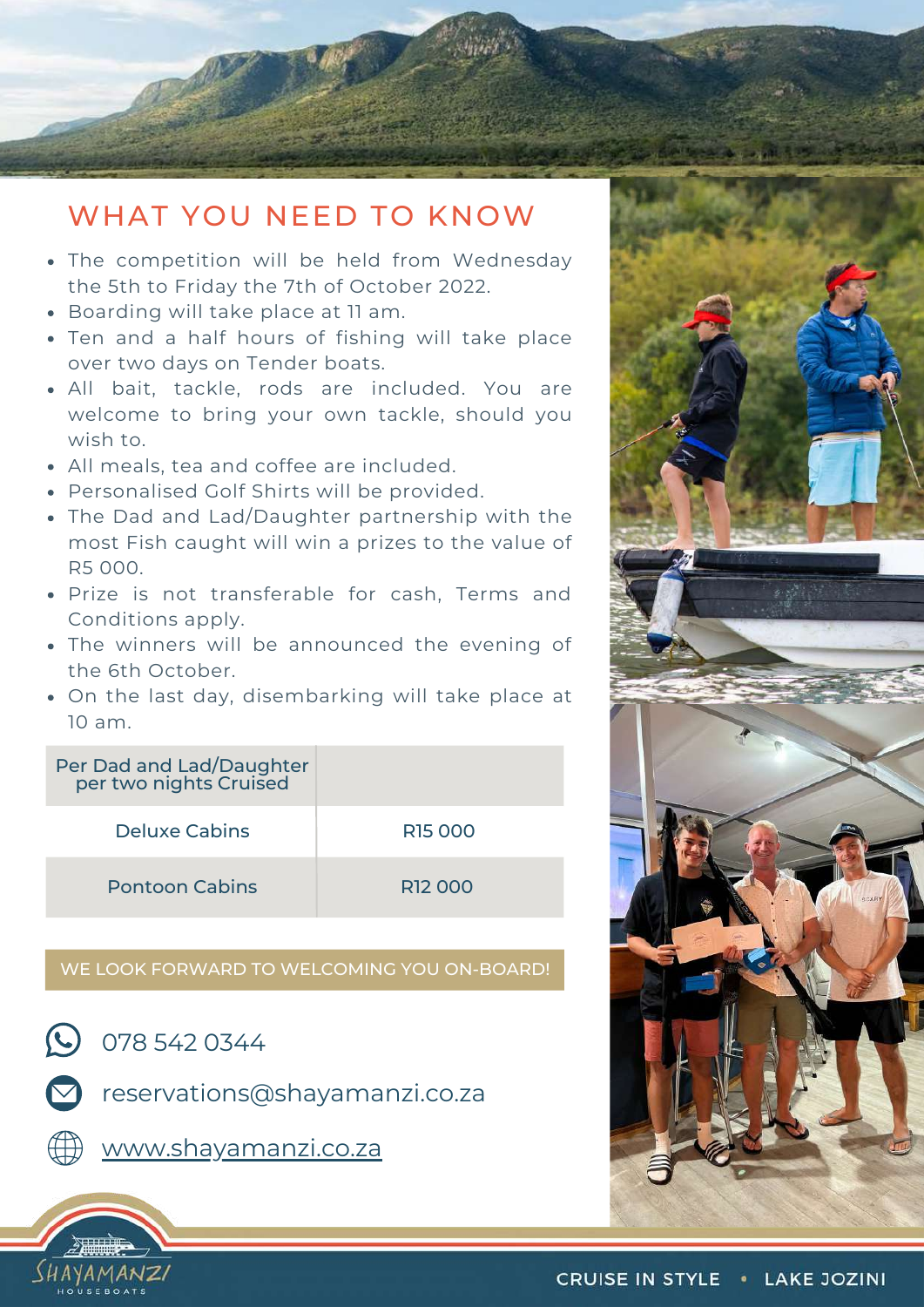## WHAT YOU NEED TO KNOW

- The competition will be held from Wednesday the 5th to Friday the 7th of October 2022.
- Boarding will take place at 11 am.
- Ten and a half hours of fishing will take place over two days on Tender boats.
- All bait, tackle, rods are included. You are welcome to bring your own tackle, should you wish to.
- All meals, tea and coffee are included.
- Personalised Golf Shirts will be provided.
- The Dad and Lad/Daughter partnership with the most Fish caught will win a prizes to the value of R5 000.
- Prize is not transferable for cash, Terms and Conditions apply.
- The winners will be announced the evening of the 6th October.
- On the last day, disembarking will take place at 10 am.

| Per Dad and Lad/Daughter per two nights Cruised | |
|---|---|
| Deluxe Cabins | R15 000 |
| Pontoon Cabins | R12 000 |

WE LOOK FORWARD TO WELCOMING YOU ON-BOARD!

078 542 0344

reservations@shayamanzi.co.za

www.shayamanzi.co.za

SHAYAMANZI HOUSEBOATS

CRUISE IN STYLE • LAKE JOZINI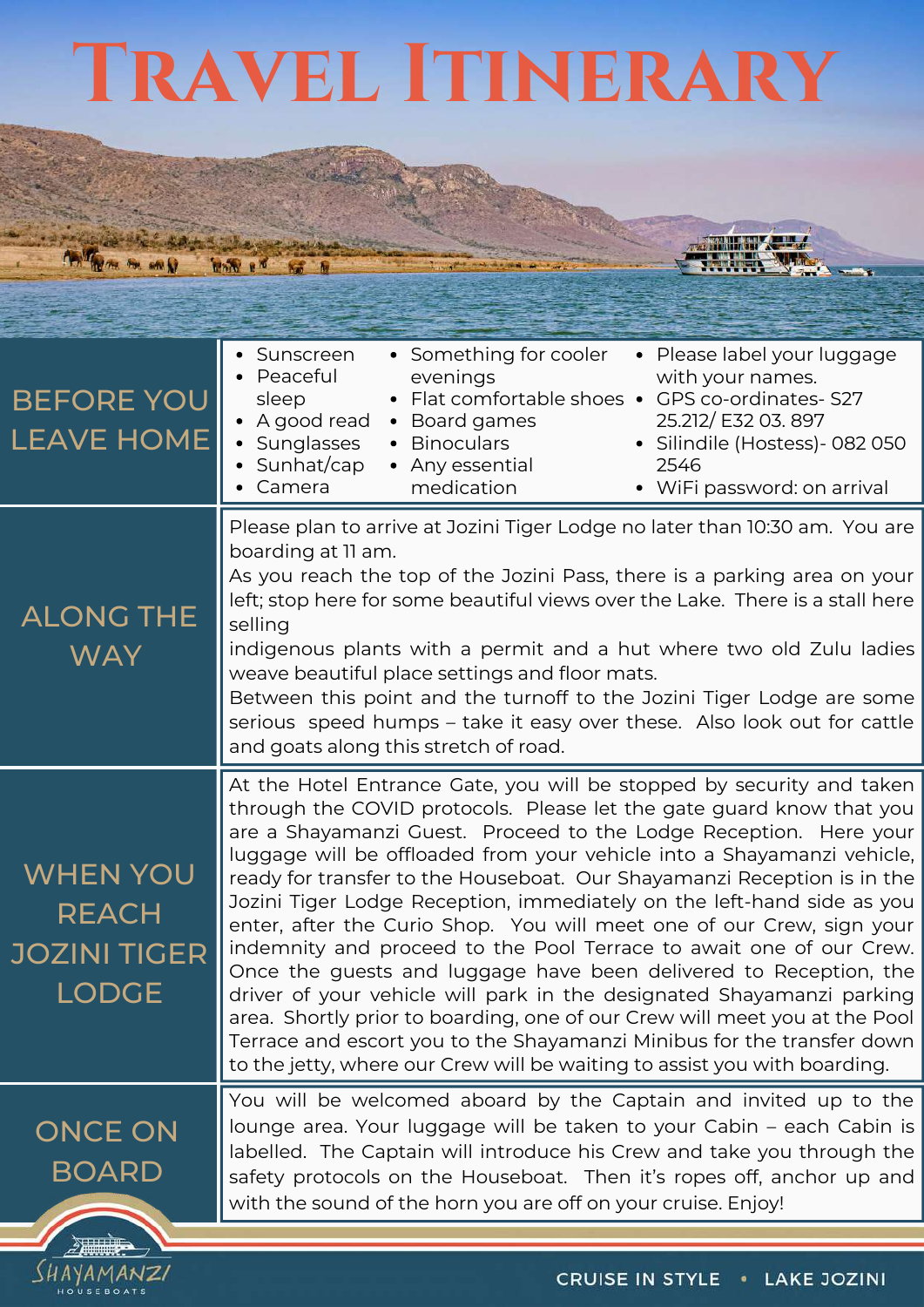# Travel Itinerary

## BEFORE YOU LEAVE HOME

- Sunscreen
- Peaceful sleep
- A good read
- Sunglasses
- Sunhat/cap
- Camera
- Something for cooler evenings
- Flat comfortable shoes
- Board games
- Binoculars
- Any essential medication
- Please label your luggage with your names.
- GPS co-ordinates- S27 25.212/ E32 03. 897
- Silindile (Hostess)- 082 050 2546
- WiFi password: on arrival

## ALONG THE WAY

Please plan to arrive at Jozini Tiger Lodge no later than 10:30 am. You are boarding at 11 am.

As you reach the top of the Jozini Pass, there is a parking area on your left; stop here for some beautiful views over the Lake. There is a stall here selling indigenous plants with a permit and a hut where two old Zulu ladies weave beautiful place settings and floor mats.

Between this point and the turnoff to the Jozini Tiger Lodge are some serious speed humps – take it easy over these. Also look out for cattle and goats along this stretch of road.

## WHEN YOU REACH JOZINI TIGER LODGE

At the Hotel Entrance Gate, you will be stopped by security and taken through the COVID protocols. Please let the gate guard know that you are a Shayamanzi Guest. Proceed to the Lodge Reception. Here your luggage will be offloaded from your vehicle into a Shayamanzi vehicle, ready for transfer to the Houseboat. Our Shayamanzi Reception is in the Jozini Tiger Lodge Reception, immediately on the left-hand side as you enter, after the Curio Shop. You will meet one of our Crew, sign your indemnity and proceed to the Pool Terrace to await one of our Crew. Once the guests and luggage have been delivered to Reception, the driver of your vehicle will park in the designated Shayamanzi parking area. Shortly prior to boarding, one of our Crew will meet you at the Pool Terrace and escort you to the Shayamanzi Minibus for the transfer down to the jetty, where our Crew will be waiting to assist you with boarding.

## ONCE ON BOARD

You will be welcomed aboard by the Captain and invited up to the lounge area. Your luggage will be taken to your Cabin – each Cabin is labelled. The Captain will introduce his Crew and take you through the safety protocols on the Houseboat. Then it's ropes off, anchor up and with the sound of the horn you are off on your cruise. Enjoy!

SHAYAMANZI HOUSEBOATS

CRUISE IN STYLE • LAKE JOZINI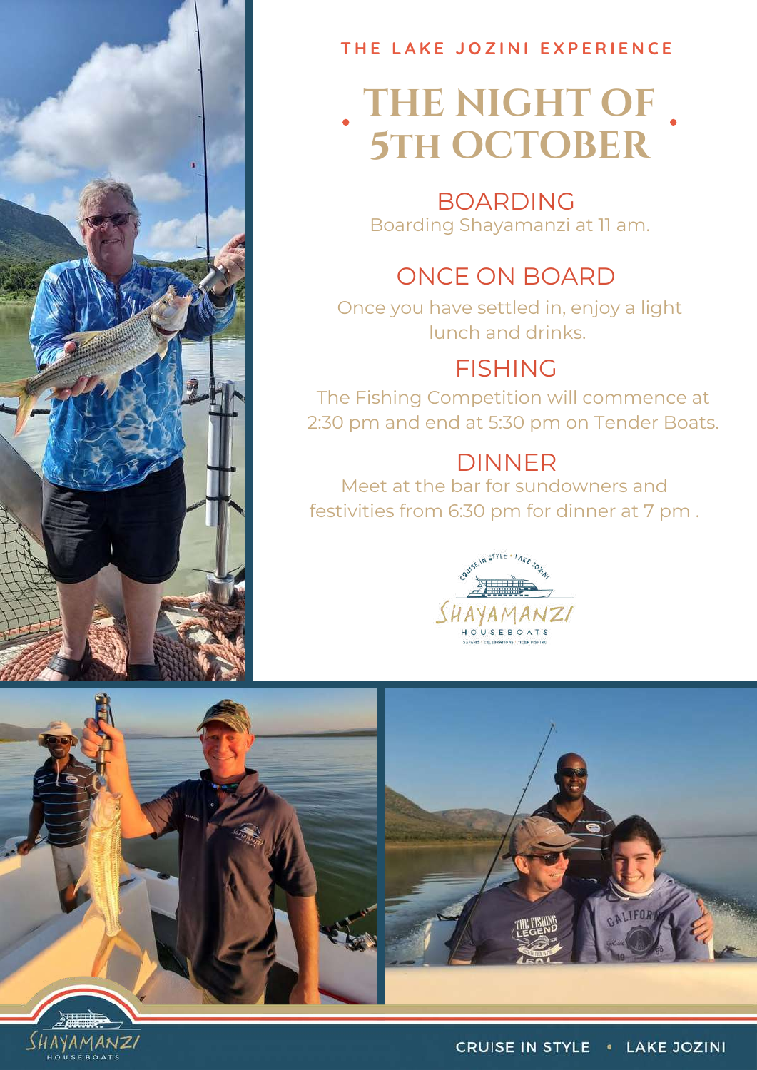THE LAKE JOZINI EXPERIENCE

# THE NIGHT OF 5TH OCTOBER

## BOARDING

Boarding Shayamanzi at 11 am.

## ONCE ON BOARD

Once you have settled in, enjoy a light lunch and drinks.

## FISHING

The Fishing Competition will commence at 2:30 pm and end at 5:30 pm on Tender Boats.

## DINNER

Meet at the bar for sundowners and festivities from 6:30 pm for dinner at 7 pm .

CRUISE IN STYLE • LAKE JOZINI

SHAYAMANZI HOUSEBOATS

SAFARIS • CELEBRATIONS • TIGER FISHING

CRUISE IN STYLE • LAKE JOZINI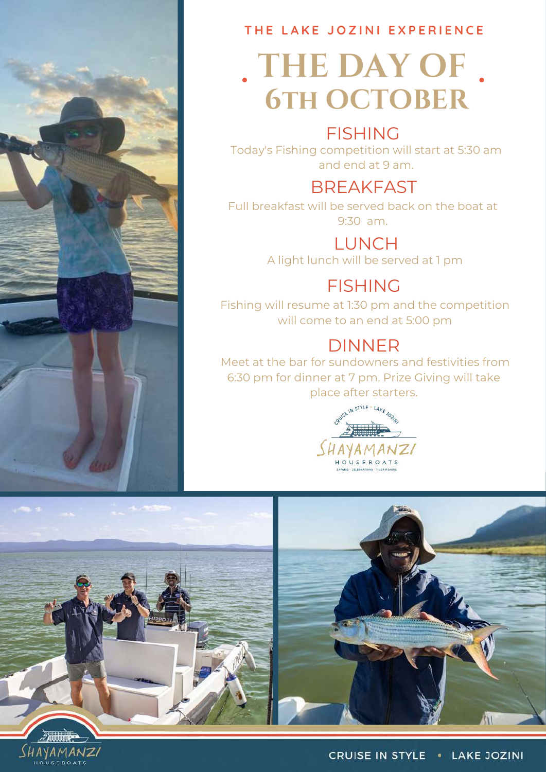THE LAKE JOZINI EXPERIENCE

# THE DAY OF 6TH OCTOBER

## FISHING

Today's Fishing competition will start at 5:30 am and end at 9 am.

## BREAKFAST

Full breakfast will be served back on the boat at 9:30 am.

## LUNCH

A light lunch will be served at 1 pm

## FISHING

Fishing will resume at 1:30 pm and the competition will come to an end at 5:00 pm

## DINNER

Meet at the bar for sundowners and festivities from 6:30 pm for dinner at 7 pm. Prize Giving will take place after starters.

CRUISE IN STYLE • LAKE JOZINI

SHAYAMANZI HOUSEBOATS

SAFARIS · CELEBRATIONS · TIGER FISHING

CRUISE IN STYLE • LAKE JOZINI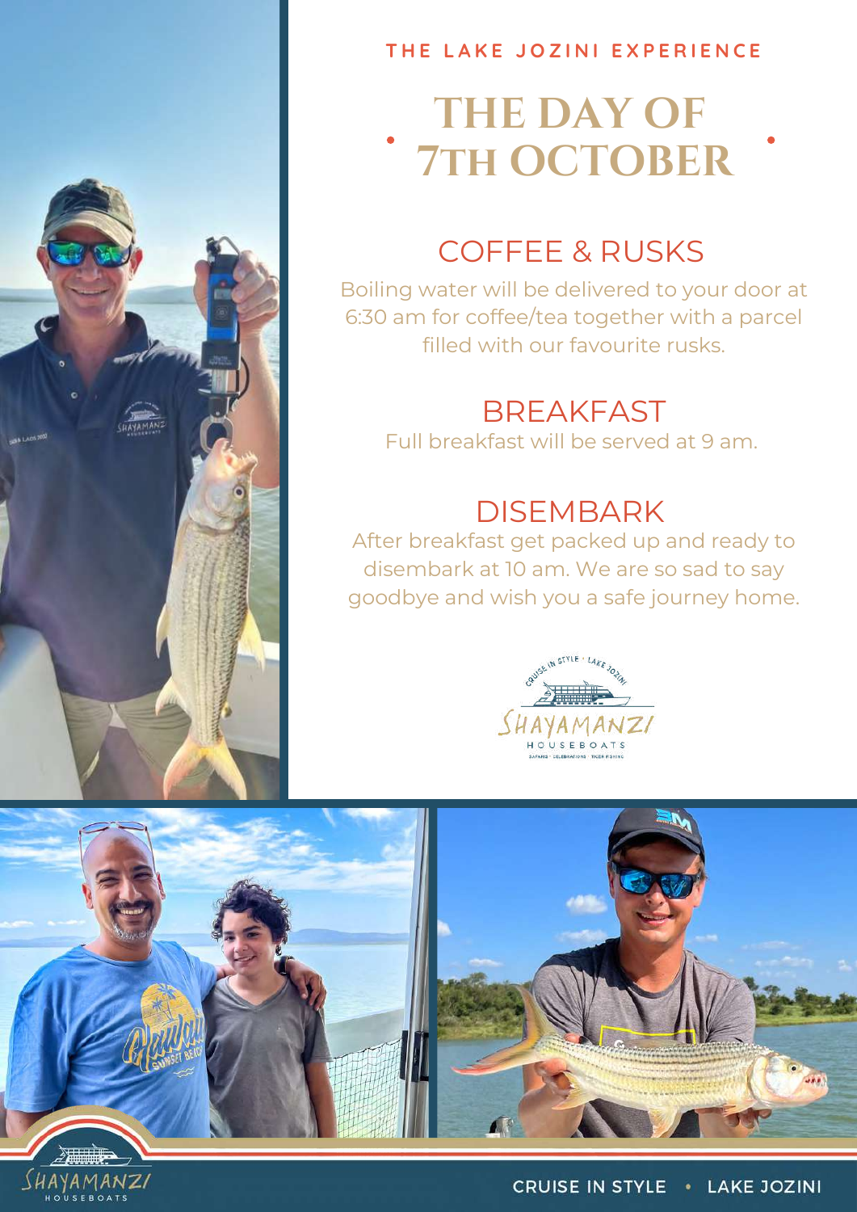THE LAKE JOZINI EXPERIENCE

# THE DAY OF 7TH OCTOBER

## COFFEE & RUSKS

Boiling water will be delivered to your door at 6:30 am for coffee/tea together with a parcel filled with our favourite rusks.

## BREAKFAST

Full breakfast will be served at 9 am.

## DISEMBARK

After breakfast get packed up and ready to disembark at 10 am. We are so sad to say goodbye and wish you a safe journey home.

CRUISE IN STYLE • LAKE JOZINI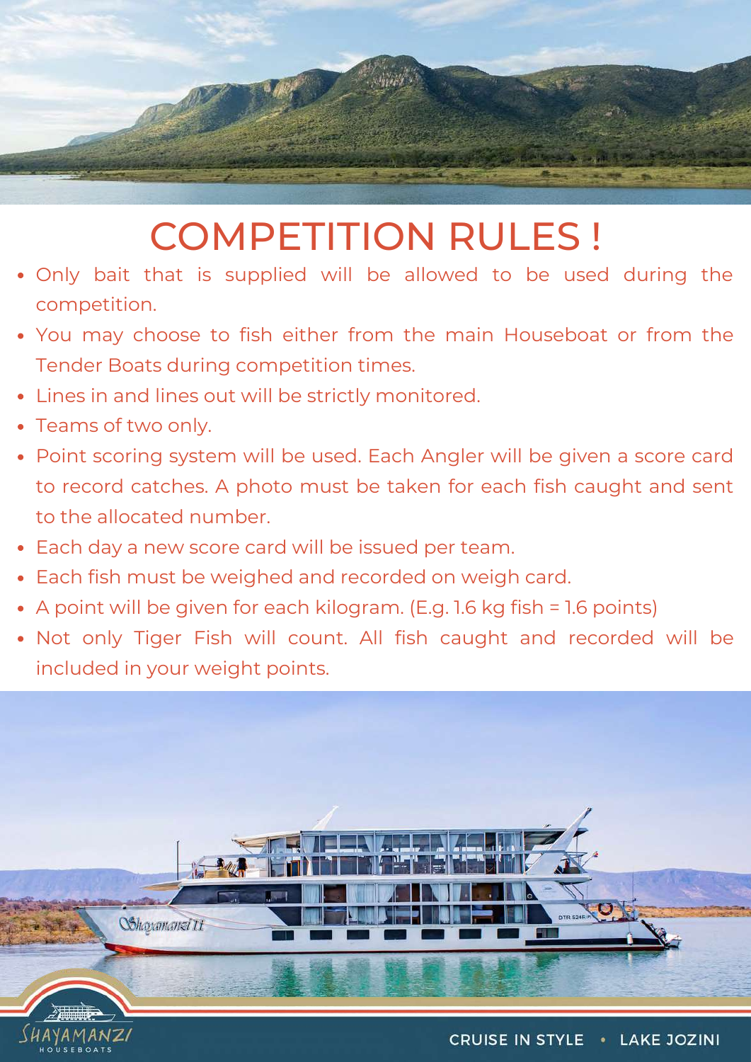# COMPETITION RULES !

- Only bait that is supplied will be allowed to be used during the competition.
- You may choose to fish either from the main Houseboat or from the Tender Boats during competition times.
- Lines in and lines out will be strictly monitored.
- Teams of two only.
- Point scoring system will be used. Each Angler will be given a score card to record catches. A photo must be taken for each fish caught and sent to the allocated number.
- Each day a new score card will be issued per team.
- Each fish must be weighed and recorded on weigh card.
- A point will be given for each kilogram. (E.g. 1.6 kg fish = 1.6 points)
- Not only Tiger Fish will count. All fish caught and recorded will be included in your weight points.

SHAYAMANZI HOUSEBOATS

CRUISE IN STYLE • LAKE JOZINI